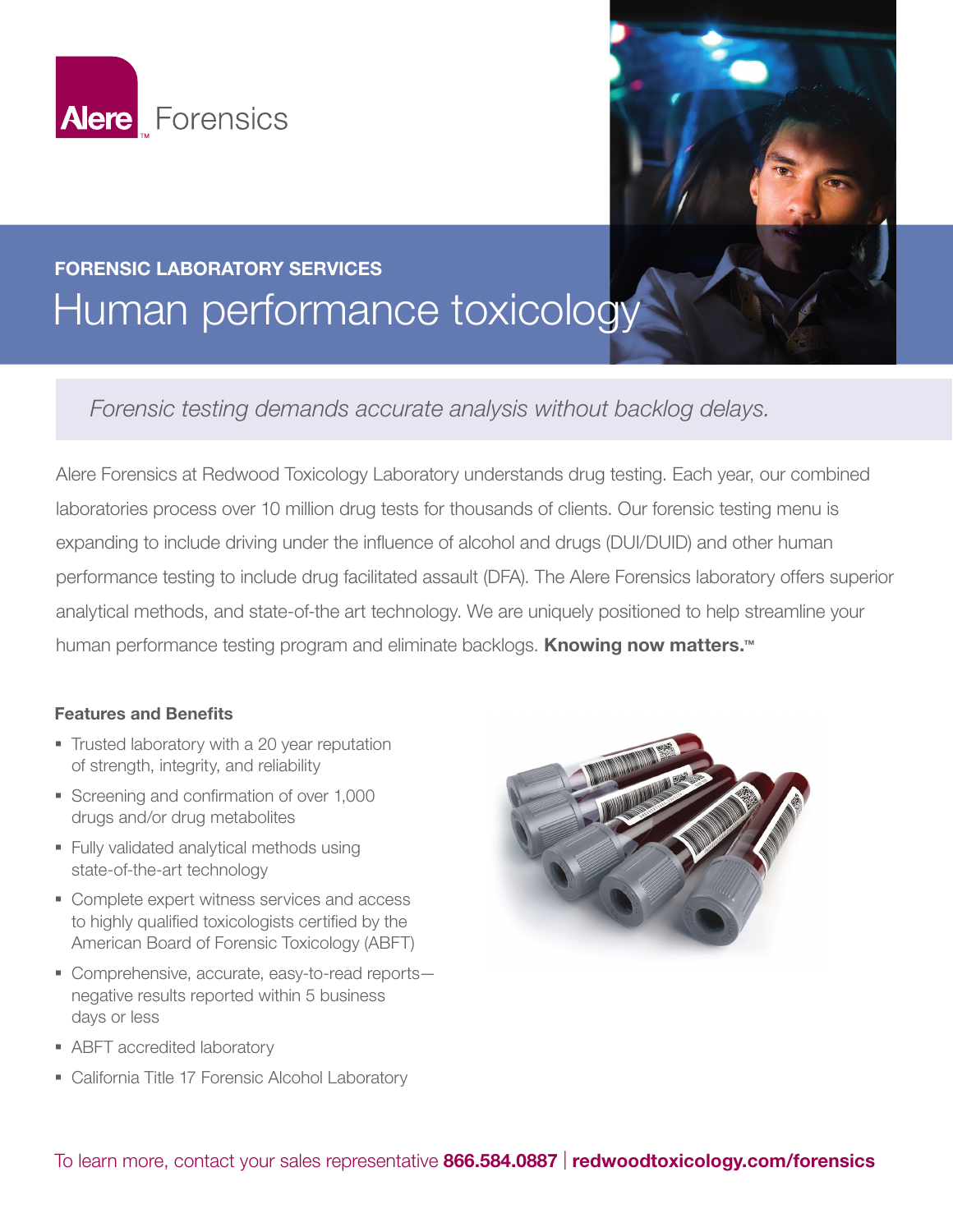Alere™ Forensics

**FORENSIC LABORATORY SERVICES**

# Human performance toxicology

*Forensic testing demands accurate analysis without backlog delays.*

Alere Forensics at Redwood Toxicology Laboratory understands drug testing. Each year, our combined laboratories process over 10 million drug tests for thousands of clients. Our forensic testing menu is expanding to include driving under the influence of alcohol and drugs (DUI/DUID) and other human performance testing to include drug facilitated assault (DFA). The Alere Forensics laboratory offers superior analytical methods, and state-of-the art technology. We are uniquely positioned to help streamline your human performance testing program and eliminate backlogs. **Knowing now matters.™**

### Features and Benefits

- Trusted laboratory with a 20 year reputation of strength, integrity, and reliability
- Screening and confirmation of over 1,000 drugs and/or drug metabolites
- Fully validated analytical methods using state-of-the-art technology
- Complete expert witness services and access to highly qualified toxicologists certified by the American Board of Forensic Toxicology (ABFT)
- Comprehensive, accurate, easy-to-read reports—negative results reported within 5 business days or less
- ABFT accredited laboratory
- California Title 17 Forensic Alcohol Laboratory

To learn more, contact your sales representative **866.584.0887** | **redwoodtoxicology.com/forensics**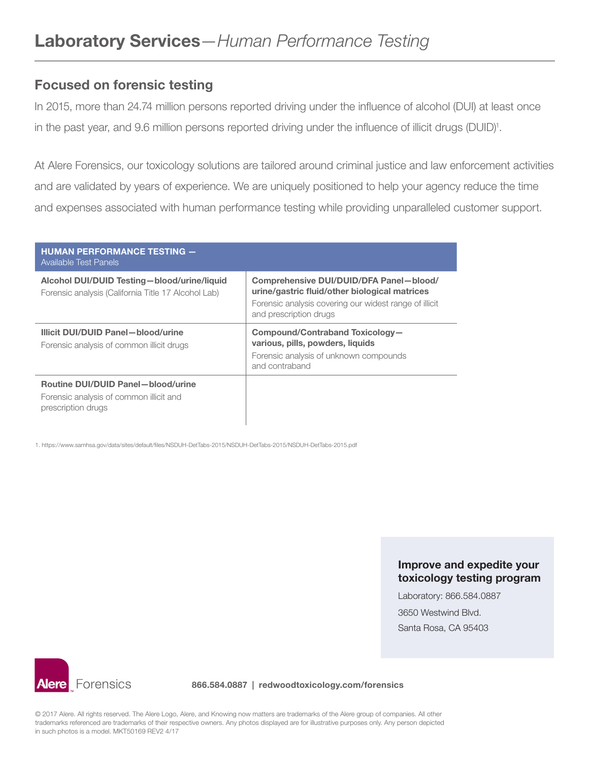# **Laboratory Services**—*Human Performance Testing*

## Focused on forensic testing

In 2015, more than 24.74 million persons reported driving under the influence of alcohol (DUI) at least once in the past year, and 9.6 million persons reported driving under the influence of illicit drugs (DUID)[1].

At Alere Forensics, our toxicology solutions are tailored around criminal justice and law enforcement activities and are validated by years of experience. We are uniquely positioned to help your agency reduce the time and expenses associated with human performance testing while providing unparalleled customer support.

| **HUMAN PERFORMANCE TESTING —** Available Test Panels | |
|---|---|
| **Alcohol DUI/DUID Testing—blood/urine/liquid** Forensic analysis (California Title 17 Alcohol Lab) | **Comprehensive DUI/DUID/DFA Panel—blood/urine/gastric fluid/other biological matrices** Forensic analysis covering our widest range of illicit and prescription drugs |
| **Illicit DUI/DUID Panel—blood/urine** Forensic analysis of common illicit drugs | **Compound/Contraband Toxicology—various, pills, powders, liquids** Forensic analysis of unknown compounds and contraband |
| **Routine DUI/DUID Panel—blood/urine** Forensic analysis of common illicit and prescription drugs | |

1. https://www.samhsa.gov/data/sites/default/files/NSDUH-DetTabs-2015/NSDUH-DetTabs-2015/NSDUH-DetTabs-2015.pdf

**Improve and expedite your toxicology testing program**

Laboratory: 866.584.0887

3650 Westwind Blvd.

Santa Rosa, CA 95403

Alere Forensics

**866.584.0887 | redwoodtoxicology.com/forensics**

© 2017 Alere. All rights reserved. The Alere Logo, Alere, and Knowing now matters are trademarks of the Alere group of companies. All other trademarks referenced are trademarks of their respective owners. Any photos displayed are for illustrative purposes only. Any person depicted in such photos is a model. MKT50169 REV2 4/17